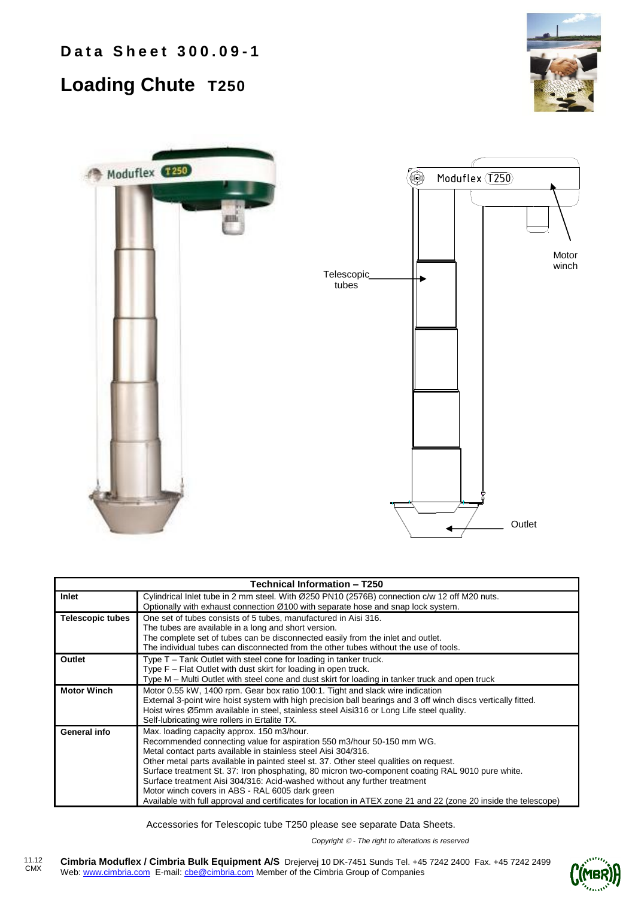# Data Sheet 300.09-1

## Loading Chute T250

Telescopic tubes

Motor winch

Outlet

| Technical Information – T250 | |
|---|---|
| **Inlet** | Cylindrical Inlet tube in 2 mm steel. With Ø250 PN10 (2576B) connection c/w 12 off M20 nuts.<br>Optionally with exhaust connection Ø100 with separate hose and snap lock system. |
| **Telescopic tubes** | One set of tubes consists of 5 tubes, manufactured in Aisi 316.<br>The tubes are available in a long and short version.<br>The complete set of tubes can be disconnected easily from the inlet and outlet.<br>The individual tubes can disconnected from the other tubes without the use of tools. |
| **Outlet** | Type T – Tank Outlet with steel cone for loading in tanker truck.<br>Type F – Flat Outlet with dust skirt for loading in open truck.<br>Type M – Multi Outlet with steel cone and dust skirt for loading in tanker truck and open truck |
| **Motor Winch** | Motor 0.55 kW, 1400 rpm. Gear box ratio 100:1. Tight and slack wire indication<br>External 3-point wire hoist system with high precision ball bearings and 3 off winch discs vertically fitted.<br>Hoist wires Ø5mm available in steel, stainless steel Aisi316 or Long Life steel quality.<br>Self-lubricating wire rollers in Ertalite TX. |
| **General info** | Max. loading capacity approx. 150 m3/hour.<br>Recommended connecting value for aspiration 550 m3/hour 50-150 mm WG.<br>Metal contact parts available in stainless steel Aisi 304/316.<br>Other metal parts available in painted steel st. 37. Other steel qualities on request.<br>Surface treatment St. 37: Iron phosphating, 80 micron two-component coating RAL 9010 pure white.<br>Surface treatment Aisi 304/316: Acid-washed without any further treatment<br>Motor winch covers in ABS - RAL 6005 dark green<br>Available with full approval and certificates for location in ATEX zone 21 and 22 (zone 20 inside the telescope) |

Accessories for Telescopic tube T250 please see separate Data Sheets.

*Copyright © - The right to alterations is reserved*

11.12
CMX

**Cimbria Moduflex / Cimbria Bulk Equipment A/S** Drejervej 10 DK-7451 Sunds Tel. +45 7242 2400 Fax. +45 7242 2499
Web: www.cimbria.com E-mail: cbe@cimbria.com Member of the Cimbria Group of Companies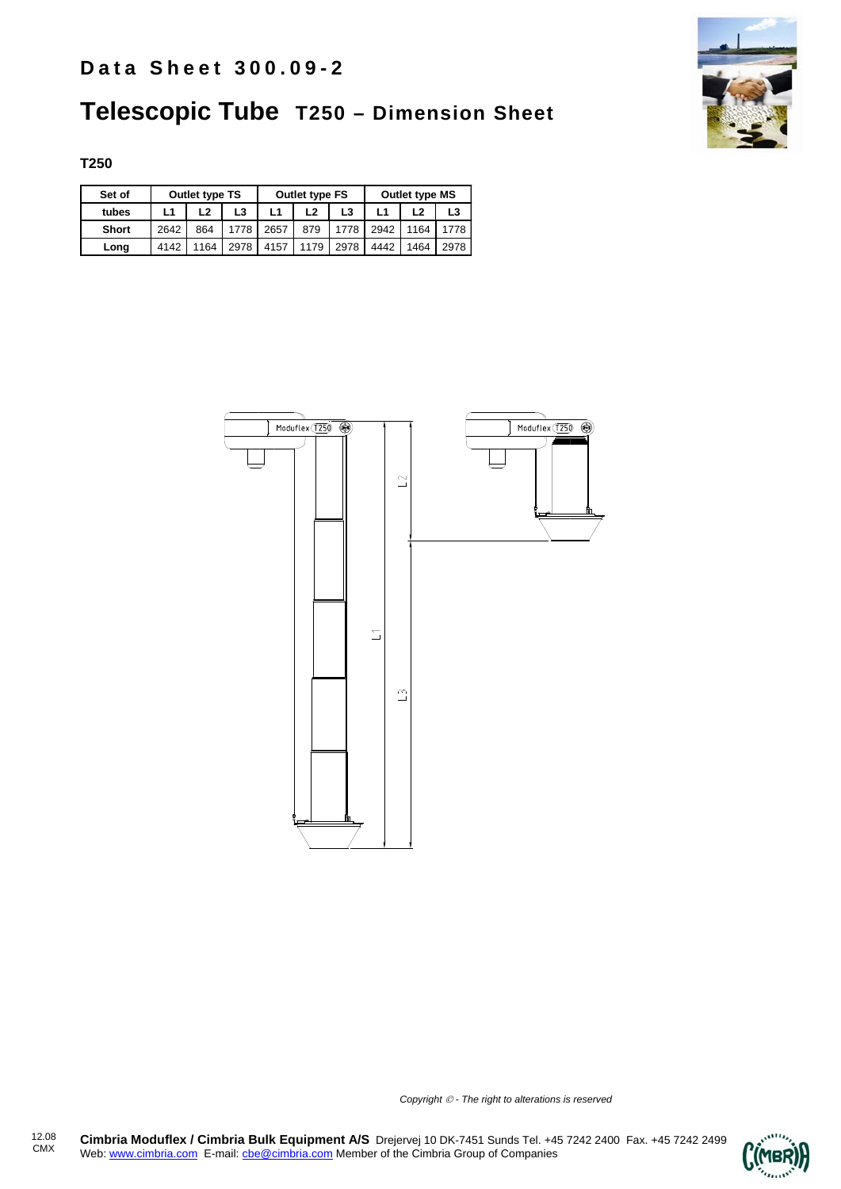# Data Sheet 300.09-2

# Telescopic Tube T250 – Dimension Sheet

**T250**

| Set of | Outlet type TS | | | Outlet type FS | | | Outlet type MS | | |
|---|---|---|---|---|---|---|---|---|---|
| **tubes** | **L1** | **L2** | **L3** | **L1** | **L2** | **L3** | **L1** | **L2** | **L3** |
| **Short** | 2642 | 864 | 1778 | 2657 | 879 | 1778 | 2942 | 1164 | 1778 |
| **Long** | 4142 | 1164 | 2978 | 4157 | 1179 | 2978 | 4442 | 1464 | 2978 |

Moduflex T250

Moduflex T250

L2

L1

L3

*Copyright © - The right to alterations is reserved*

12.08
CMX

**Cimbria Moduflex / Cimbria Bulk Equipment A/S** Drejervej 10 DK-7451 Sunds Tel. +45 7242 2400 Fax. +45 7242 2499
Web: www.cimbria.com E-mail: cbe@cimbria.com Member of the Cimbria Group of Companies